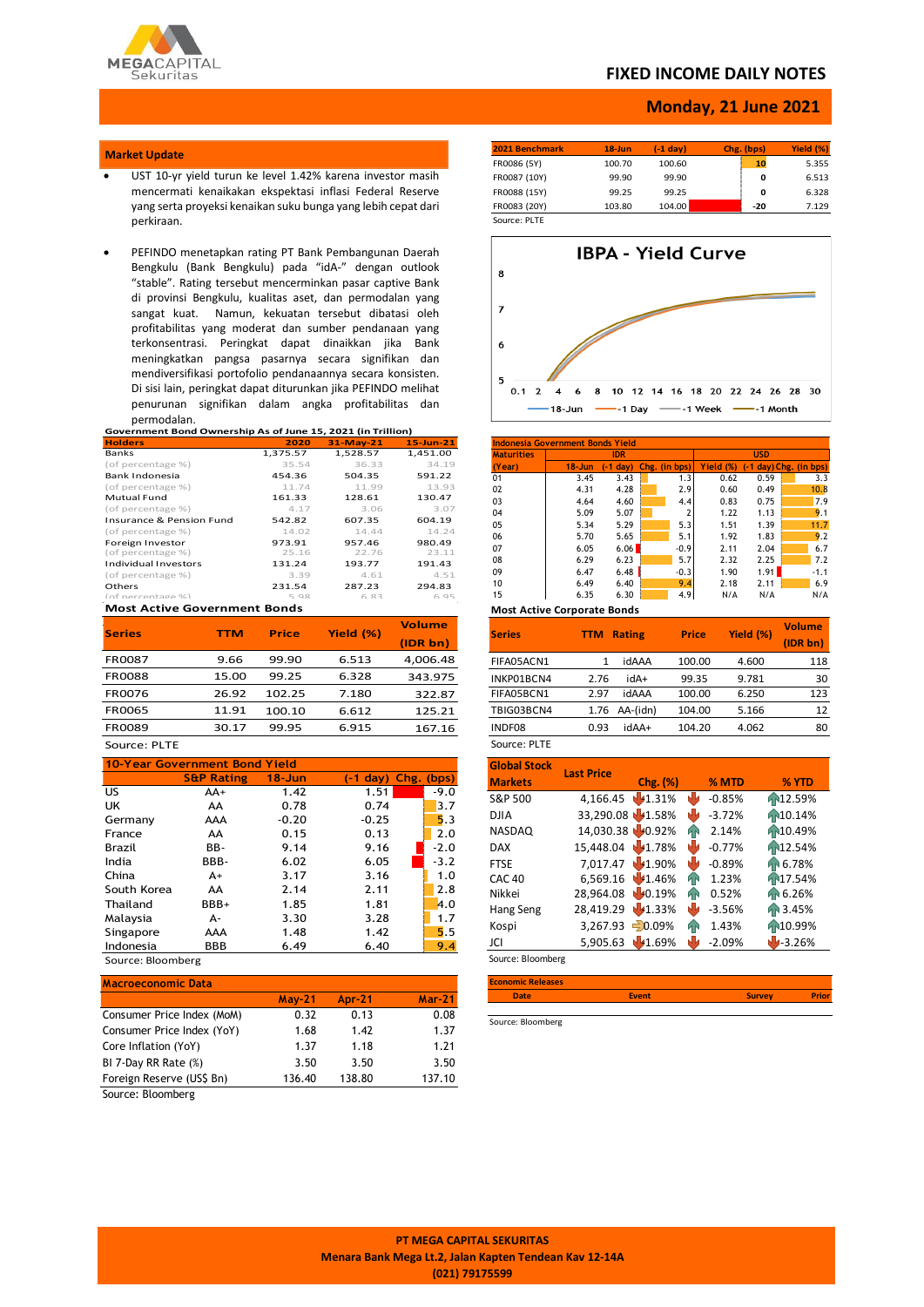# FIXED INCOME DAILY NOTES

## Monday, 21 June 2021

### Market Update

- UST 10-yr yield turun ke level 1.42% karena investor masih mencermati kenaikakan ekspektasi inflasi Federal Reserve yang serta proyeksi kenaikan suku bunga yang lebih cepat dari perkiraan.

- PEFINDO menetapkan rating PT Bank Pembangunan Daerah Bengkulu (Bank Bengkulu) pada "idA-" dengan outlook "stable". Rating tersebut mencerminkan pasar captive Bank di provinsi Bengkulu, kualitas aset, dan permodalan yang sangat kuat. Namun, kekuatan tersebut dibatasi oleh profitabilitas yang moderat dan sumber pendanaan yang terkonsentrasi. Peringkat dapat dinaikkan jika Bank meningkatkan pangsa pasarnya secara signifikan dan mendiversifikasi portofolio pendanaannya secara konsisten. Di sisi lain, peringkat dapat diturunkan jika PEFINDO melihat penurunan signifikan dalam angka profitabilitas dan permodalan.

| 2021 Benchmark | 18-Jun | (-1 day) | Chg. (bps) | Yield (%) |
|---|---|---|---|---|
| FR0086 (5Y) | 100.70 | 100.60 | 10 | 5.355 |
| FR0087 (10Y) | 99.90 | 99.90 | 0 | 6.513 |
| FR0088 (15Y) | 99.25 | 99.25 | 0 | 6.328 |
| FR0083 (20Y) | 103.80 | 104.00 | -20 | 7.129 |

Source: PLTE

**IBPA - Yield Curve**

(Chart: 18-Jun, -1 Day, -1 Week, -1 Month)

**Government Bond Ownership As of June 15, 2021 (in Trillion)**

| Holders | 2020 | 31-May-21 | 15-Jun-21 |
|---|---|---|---|
| Banks | 1,375.57 | 1,528.57 | 1,451.00 |
| (of percentage %) | 35.54 | 36.33 | 34.19 |
| Bank Indonesia | 454.36 | 504.35 | 591.22 |
| (of percentage %) | 11.74 | 11.99 | 13.93 |
| Mutual Fund | 161.33 | 128.61 | 130.47 |
| (of percentage %) | 4.17 | 3.06 | 3.07 |
| Insurance & Pension Fund | 542.82 | 607.35 | 604.19 |
| (of percentage %) | 14.02 | 14.44 | 14.24 |
| Foreign Investor | 973.91 | 957.46 | 980.49 |
| (of percentage %) | 25.16 | 22.76 | 23.11 |
| Individual Investors | 131.24 | 193.77 | 191.43 |
| (of percentage %) | 3.39 | 4.61 | 4.51 |
| Others | 231.54 | 287.23 | 294.83 |
| (of percentage %) | 5.98 | 6.83 | 6.95 |

**Indonesia Government Bonds Yield**

| Maturities (Year) | IDR 18-Jun | IDR (-1 day) | IDR Chg. (in bps) | USD Yield (%) | USD (-1 day) | USD Chg. (in bps) |
|---|---|---|---|---|---|---|
| 01 | 3.45 | 3.43 | 1.3 | 0.62 | 0.59 | 3.3 |
| 02 | 4.31 | 4.28 | 2.9 | 0.60 | 0.49 | 10.8 |
| 03 | 4.64 | 4.60 | 4.4 | 0.83 | 0.75 | 7.9 |
| 04 | 5.09 | 5.07 | 2 | 1.22 | 1.13 | 9.1 |
| 05 | 5.34 | 5.29 | 5.3 | 1.51 | 1.39 | 11.7 |
| 06 | 5.70 | 5.65 | 5.1 | 1.92 | 1.83 | 9.2 |
| 07 | 6.05 | 6.06 | -0.9 | 2.11 | 2.04 | 6.7 |
| 08 | 6.29 | 6.23 | 5.7 | 2.32 | 2.25 | 7.2 |
| 09 | 6.47 | 6.48 | -0.3 | 1.90 | 1.91 | -1.1 |
| 10 | 6.49 | 6.40 | 9.4 | 2.18 | 2.11 | 6.9 |
| 15 | 6.35 | 6.30 | 4.9 | N/A | N/A | N/A |

**Most Active Government Bonds**

| Series | TTM | Price | Yield (%) | Volume (IDR bn) |
|---|---|---|---|---|
| FR0087 | 9.66 | 99.90 | 6.513 | 4,006.48 |
| FR0088 | 15.00 | 99.25 | 6.328 | 343.975 |
| FR0076 | 26.92 | 102.25 | 7.180 | 322.87 |
| FR0065 | 11.91 | 100.10 | 6.612 | 125.21 |
| FR0089 | 30.17 | 99.95 | 6.915 | 167.16 |

Source: PLTE

**Most Active Corporate Bonds**

| Series | TTM | Rating | Price | Yield (%) | Volume (IDR bn) |
|---|---|---|---|---|---|
| FIFA05ACN1 | 1 | idAAA | 100.00 | 4.600 | 118 |
| INKP01BCN4 | 2.76 | idA+ | 99.35 | 9.781 | 30 |
| FIFA05BCN1 | 2.97 | idAAA | 100.00 | 6.250 | 123 |
| TBIG03BCN4 | 1.76 | AA-(idn) | 104.00 | 5.166 | 12 |
| INDF08 | 0.93 | idAA+ | 104.20 | 4.062 | 80 |

Source: PLTE

**10-Year Government Bond Yield**

| | S&P Rating | 18-Jun | (-1 day) | Chg. (bps) |
|---|---|---|---|---|
| US | AA+ | 1.42 | 1.51 | -9.0 |
| UK | AA | 0.78 | 0.74 | 3.7 |
| Germany | AAA | -0.20 | -0.25 | 5.3 |
| France | AA | 0.15 | 0.13 | 2.0 |
| Brazil | BB- | 9.14 | 9.16 | -2.0 |
| India | BBB- | 6.02 | 6.05 | -3.2 |
| China | A+ | 3.17 | 3.16 | 1.0 |
| South Korea | AA | 2.14 | 2.11 | 2.8 |
| Thailand | BBB+ | 1.85 | 1.81 | 4.0 |
| Malaysia | A- | 3.30 | 3.28 | 1.7 |
| Singapore | AAA | 1.48 | 1.42 | 5.5 |
| Indonesia | BBB | 6.49 | 6.40 | 9.4 |

Source: Bloomberg

| Global Stock Markets | Last Price | Chg. (%) | % MTD | % YTD |
|---|---|---|---|---|
| S&P 500 | 4,166.45 | 1.31% | -0.85% | 12.59% |
| DJIA | 33,290.08 | 1.58% | -3.72% | 10.14% |
| NASDAQ | 14,030.38 | 0.92% | 2.14% | 10.49% |
| DAX | 15,448.04 | 1.78% | -0.77% | 12.54% |
| FTSE | 7,017.47 | 1.90% | -0.89% | 6.78% |
| CAC 40 | 6,569.16 | 1.46% | 1.23% | 17.54% |
| Nikkei | 28,964.08 | 0.19% | 0.52% | 6.26% |
| Hang Seng | 28,419.29 | 1.33% | -3.56% | 3.45% |
| Kospi | 3,267.93 | 0.09% | 1.43% | 10.99% |
| JCI | 5,905.63 | 1.69% | -2.09% | -3.26% |

Source: Bloomberg

**Macroeconomic Data**

| | May-21 | Apr-21 | Mar-21 |
|---|---|---|---|
| Consumer Price Index (MoM) | 0.32 | 0.13 | 0.08 |
| Consumer Price Index (YoY) | 1.68 | 1.42 | 1.37 |
| Core Inflation (YoY) | 1.37 | 1.18 | 1.21 |
| BI 7-Day RR Rate (%) | 3.50 | 3.50 | 3.50 |
| Foreign Reserve (US$ Bn) | 136.40 | 138.80 | 137.10 |

Source: Bloomberg

**Economic Releases**

| Date | Event | Survey | Prior |
|---|---|---|---|

Source: Bloomberg

PT MEGA CAPITAL SEKURITAS
Menara Bank Mega Lt.2, Jalan Kapten Tendean Kav 12-14A
(021) 79175599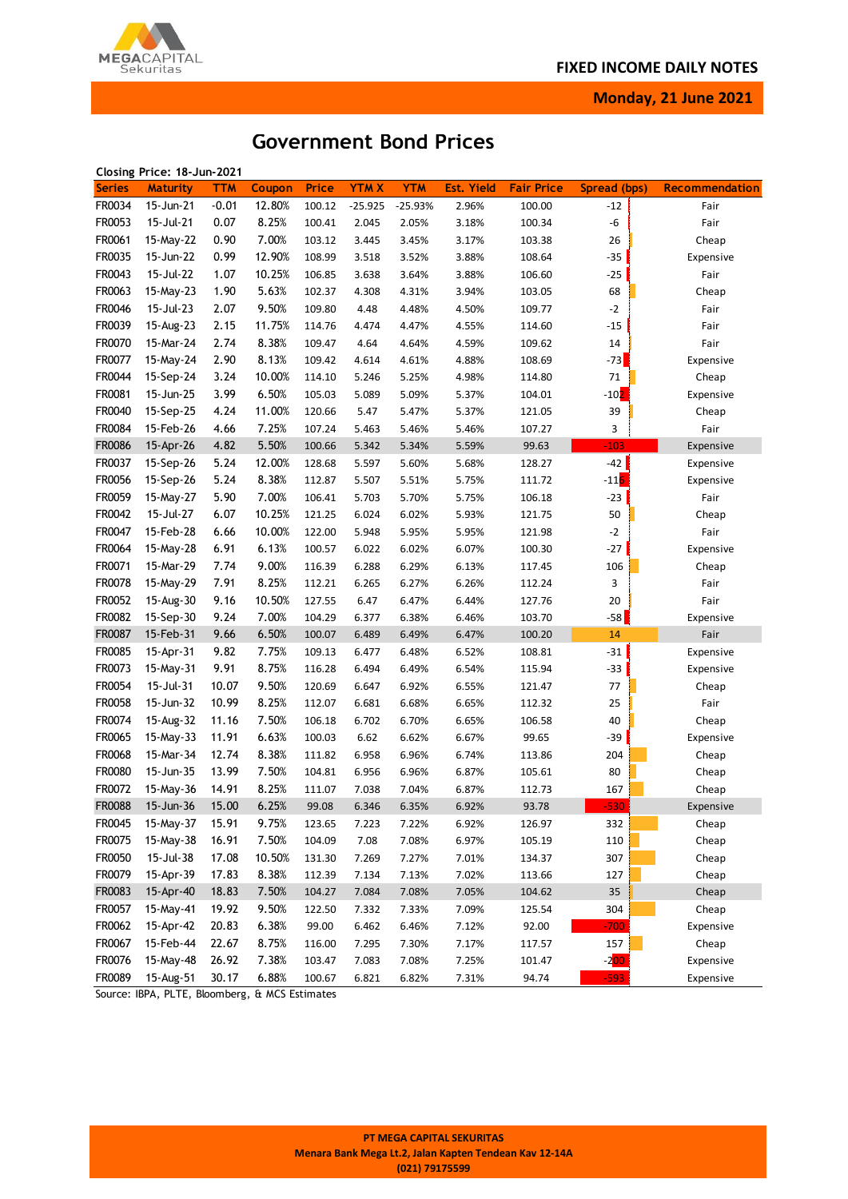# Government Bond Prices

Closing Price: 18-Jun-2021

| Series | Maturity | TTM | Coupon | Price | YTM X | YTM | Est. Yield | Fair Price | Spread (bps) | Recommendation |
|---|---|---|---|---|---|---|---|---|---|---|
| FR0034 | 15-Jun-21 | -0.01 | 12.80% | 100.12 | -25.925 | -25.93% | 2.96% | 100.00 | -12 | Fair |
| FR0053 | 15-Jul-21 | 0.07 | 8.25% | 100.41 | 2.045 | 2.05% | 3.18% | 100.34 | -6 | Fair |
| FR0061 | 15-May-22 | 0.90 | 7.00% | 103.12 | 3.445 | 3.45% | 3.17% | 103.38 | 26 | Cheap |
| FR0035 | 15-Jun-22 | 0.99 | 12.90% | 108.99 | 3.518 | 3.52% | 3.88% | 108.64 | -35 | Expensive |
| FR0043 | 15-Jul-22 | 1.07 | 10.25% | 106.85 | 3.638 | 3.64% | 3.88% | 106.60 | -25 | Fair |
| FR0063 | 15-May-23 | 1.90 | 5.63% | 102.37 | 4.308 | 4.31% | 3.94% | 103.05 | 68 | Cheap |
| FR0046 | 15-Jul-23 | 2.07 | 9.50% | 109.80 | 4.48 | 4.48% | 4.50% | 109.77 | -2 | Fair |
| FR0039 | 15-Aug-23 | 2.15 | 11.75% | 114.76 | 4.474 | 4.47% | 4.55% | 114.60 | -15 | Fair |
| FR0070 | 15-Mar-24 | 2.74 | 8.38% | 109.47 | 4.64 | 4.64% | 4.59% | 109.62 | 14 | Fair |
| FR0077 | 15-May-24 | 2.90 | 8.13% | 109.42 | 4.614 | 4.61% | 4.88% | 108.69 | -73 | Expensive |
| FR0044 | 15-Sep-24 | 3.24 | 10.00% | 114.10 | 5.246 | 5.25% | 4.98% | 114.80 | 71 | Cheap |
| FR0081 | 15-Jun-25 | 3.99 | 6.50% | 105.03 | 5.089 | 5.09% | 5.37% | 104.01 | -102 | Expensive |
| FR0040 | 15-Sep-25 | 4.24 | 11.00% | 120.66 | 5.47 | 5.47% | 5.37% | 121.05 | 39 | Cheap |
| FR0084 | 15-Feb-26 | 4.66 | 7.25% | 107.24 | 5.463 | 5.46% | 5.46% | 107.27 | 3 | Fair |
| FR0086 | 15-Apr-26 | 4.82 | 5.50% | 100.66 | 5.342 | 5.34% | 5.59% | 99.63 | -103 | Expensive |
| FR0037 | 15-Sep-26 | 5.24 | 12.00% | 128.68 | 5.597 | 5.60% | 5.68% | 128.27 | -42 | Expensive |
| FR0056 | 15-Sep-26 | 5.24 | 8.38% | 112.87 | 5.507 | 5.51% | 5.75% | 111.72 | -116 | Expensive |
| FR0059 | 15-May-27 | 5.90 | 7.00% | 106.41 | 5.703 | 5.70% | 5.75% | 106.18 | -23 | Fair |
| FR0042 | 15-Jul-27 | 6.07 | 10.25% | 121.25 | 6.024 | 6.02% | 5.93% | 121.75 | 50 | Cheap |
| FR0047 | 15-Feb-28 | 6.66 | 10.00% | 122.00 | 5.948 | 5.95% | 5.95% | 121.98 | -2 | Fair |
| FR0064 | 15-May-28 | 6.91 | 6.13% | 100.57 | 6.022 | 6.02% | 6.07% | 100.30 | -27 | Expensive |
| FR0071 | 15-Mar-29 | 7.74 | 9.00% | 116.39 | 6.288 | 6.29% | 6.13% | 117.45 | 106 | Cheap |
| FR0078 | 15-May-29 | 7.91 | 8.25% | 112.21 | 6.265 | 6.27% | 6.26% | 112.24 | 3 | Fair |
| FR0052 | 15-Aug-30 | 9.16 | 10.50% | 127.55 | 6.47 | 6.47% | 6.44% | 127.76 | 20 | Fair |
| FR0082 | 15-Sep-30 | 9.24 | 7.00% | 104.29 | 6.377 | 6.38% | 6.46% | 103.70 | -58 | Expensive |
| FR0087 | 15-Feb-31 | 9.66 | 6.50% | 100.07 | 6.489 | 6.49% | 6.47% | 100.20 | 14 | Fair |
| FR0085 | 15-Apr-31 | 9.82 | 7.75% | 109.13 | 6.477 | 6.48% | 6.52% | 108.81 | -31 | Expensive |
| FR0073 | 15-May-31 | 9.91 | 8.75% | 116.28 | 6.494 | 6.49% | 6.54% | 115.94 | -33 | Expensive |
| FR0054 | 15-Jul-31 | 10.07 | 9.50% | 120.69 | 6.647 | 6.92% | 6.55% | 121.47 | 77 | Cheap |
| FR0058 | 15-Jun-32 | 10.99 | 8.25% | 112.07 | 6.681 | 6.68% | 6.65% | 112.32 | 25 | Fair |
| FR0074 | 15-Aug-32 | 11.16 | 7.50% | 106.18 | 6.702 | 6.70% | 6.65% | 106.58 | 40 | Cheap |
| FR0065 | 15-May-33 | 11.91 | 6.63% | 100.03 | 6.62 | 6.62% | 6.67% | 99.65 | -39 | Expensive |
| FR0068 | 15-Mar-34 | 12.74 | 8.38% | 111.82 | 6.958 | 6.96% | 6.74% | 113.86 | 204 | Cheap |
| FR0080 | 15-Jun-35 | 13.99 | 7.50% | 104.81 | 6.956 | 6.96% | 6.87% | 105.61 | 80 | Cheap |
| FR0072 | 15-May-36 | 14.91 | 8.25% | 111.07 | 7.038 | 7.04% | 6.87% | 112.73 | 167 | Cheap |
| FR0088 | 15-Jun-36 | 15.00 | 6.25% | 99.08 | 6.346 | 6.35% | 6.92% | 93.78 | -530 | Expensive |
| FR0045 | 15-May-37 | 15.91 | 9.75% | 123.65 | 7.223 | 7.22% | 6.92% | 126.97 | 332 | Cheap |
| FR0075 | 15-May-38 | 16.91 | 7.50% | 104.09 | 7.08 | 7.08% | 6.97% | 105.19 | 110 | Cheap |
| FR0050 | 15-Jul-38 | 17.08 | 10.50% | 131.30 | 7.269 | 7.27% | 7.01% | 134.37 | 307 | Cheap |
| FR0079 | 15-Apr-39 | 17.83 | 8.38% | 112.39 | 7.134 | 7.13% | 7.02% | 113.66 | 127 | Cheap |
| FR0083 | 15-Apr-40 | 18.83 | 7.50% | 104.27 | 7.084 | 7.08% | 7.05% | 104.62 | 35 | Cheap |
| FR0057 | 15-May-41 | 19.92 | 9.50% | 122.50 | 7.332 | 7.33% | 7.09% | 125.54 | 304 | Cheap |
| FR0062 | 15-Apr-42 | 20.83 | 6.38% | 99.00 | 6.462 | 6.46% | 7.12% | 92.00 | -700 | Expensive |
| FR0067 | 15-Feb-44 | 22.67 | 8.75% | 116.00 | 7.295 | 7.30% | 7.17% | 117.57 | 157 | Cheap |
| FR0076 | 15-May-48 | 26.92 | 7.38% | 103.47 | 7.083 | 7.08% | 7.25% | 101.47 | -200 | Expensive |
| FR0089 | 15-Aug-51 | 30.17 | 6.88% | 100.67 | 6.821 | 6.82% | 7.31% | 94.74 | -593 | Expensive |

Source: IBPA, PLTE, Bloomberg, & MCS Estimates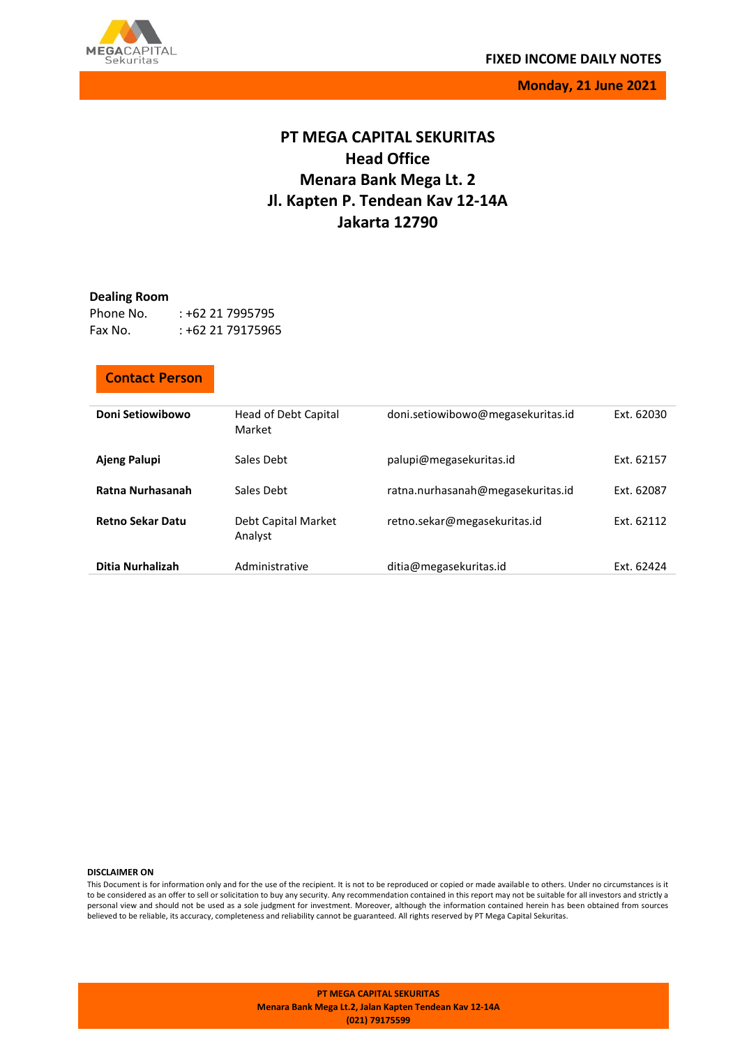# PT MEGA CAPITAL SEKURITAS
## Head Office
## Menara Bank Mega Lt. 2
## Jl. Kapten P. Tendean Kav 12-14A
## Jakarta 12790

**Dealing Room**

Phone No. : +62 21 7995795
Fax No. : +62 21 79175965

## Contact Person

| | | | |
|---|---|---|---|
| **Doni Setiowibowo** | Head of Debt Capital Market | doni.setiowibowo@megasekuritas.id | Ext. 62030 |
| **Ajeng Palupi** | Sales Debt | palupi@megasekuritas.id | Ext. 62157 |
| **Ratna Nurhasanah** | Sales Debt | ratna.nurhasanah@megasekuritas.id | Ext. 62087 |
| **Retno Sekar Datu** | Debt Capital Market Analyst | retno.sekar@megasekuritas.id | Ext. 62112 |
| **Ditia Nurhalizah** | Administrative | ditia@megasekuritas.id | Ext. 62424 |

**DISCLAIMER ON**

This Document is for information only and for the use of the recipient. It is not to be reproduced or copied or made available to others. Under no circumstances is it to be considered as an offer to sell or solicitation to buy any security. Any recommendation contained in this report may not be suitable for all investors and strictly a personal view and should not be used as a sole judgment for investment. Moreover, although the information contained herein has been obtained from sources believed to be reliable, its accuracy, completeness and reliability cannot be guaranteed. All rights reserved by PT Mega Capital Sekuritas.